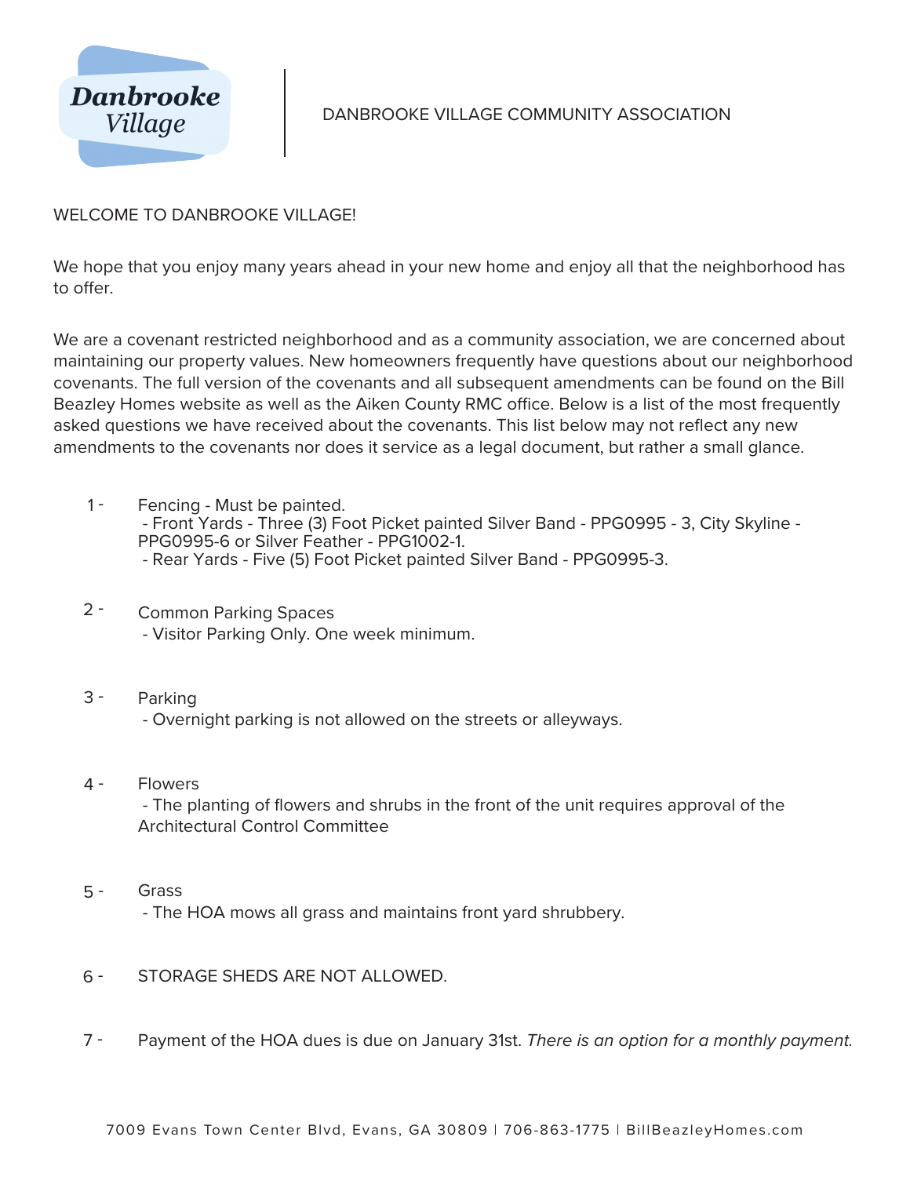**Danbrooke Village**

DANBROOKE VILLAGE COMMUNITY ASSOCIATION

WELCOME TO DANBROOKE VILLAGE!

We hope that you enjoy many years ahead in your new home and enjoy all that the neighborhood has to offer.

We are a covenant restricted neighborhood and as a community association, we are concerned about maintaining our property values. New homeowners frequently have questions about our neighborhood covenants. The full version of the covenants and all subsequent amendments can be found on the Bill Beazley Homes website as well as the Aiken County RMC office. Below is a list of the most frequently asked questions we have received about the covenants. This list below may not reflect any new amendments to the covenants nor does it service as a legal document, but rather a small glance.

1 - Fencing - Must be painted.
  - Front Yards - Three (3) Foot Picket painted Silver Band - PPG0995 - 3, City Skyline - PPG0995-6 or Silver Feather - PPG1002-1.
  - Rear Yards - Five (5) Foot Picket painted Silver Band - PPG0995-3.

2 - Common Parking Spaces
  - Visitor Parking Only. One week minimum.

3 - Parking
  - Overnight parking is not allowed on the streets or alleyways.

4 - Flowers
  - The planting of flowers and shrubs in the front of the unit requires approval of the Architectural Control Committee

5 - Grass
  - The HOA mows all grass and maintains front yard shrubbery.

6 - STORAGE SHEDS ARE NOT ALLOWED.

7 - Payment of the HOA dues is due on January 31st. *There is an option for a monthly payment.*

7009 Evans Town Center Blvd, Evans, GA 30809 | 706-863-1775 | BillBeazleyHomes.com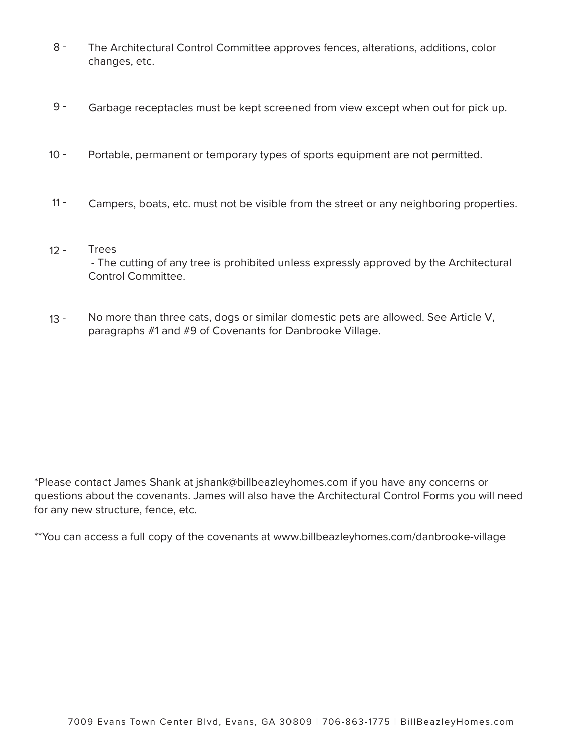8 - The Architectural Control Committee approves fences, alterations, additions, color changes, etc.

9 - Garbage receptacles must be kept screened from view except when out for pick up.

10 - Portable, permanent or temporary types of sports equipment are not permitted.

11 - Campers, boats, etc. must not be visible from the street or any neighboring properties.

12 - Trees
 - The cutting of any tree is prohibited unless expressly approved by the Architectural Control Committee.

13 - No more than three cats, dogs or similar domestic pets are allowed. See Article V, paragraphs #1 and #9 of Covenants for Danbrooke Village.

*Please contact James Shank at jshank@billbeazleyhomes.com if you have any concerns or questions about the covenants. James will also have the Architectural Control Forms you will need for any new structure, fence, etc.

**You can access a full copy of the covenants at www.billbeazleyhomes.com/danbrooke-village

7009 Evans Town Center Blvd, Evans, GA 30809 | 706-863-1775 | BillBeazleyHomes.com